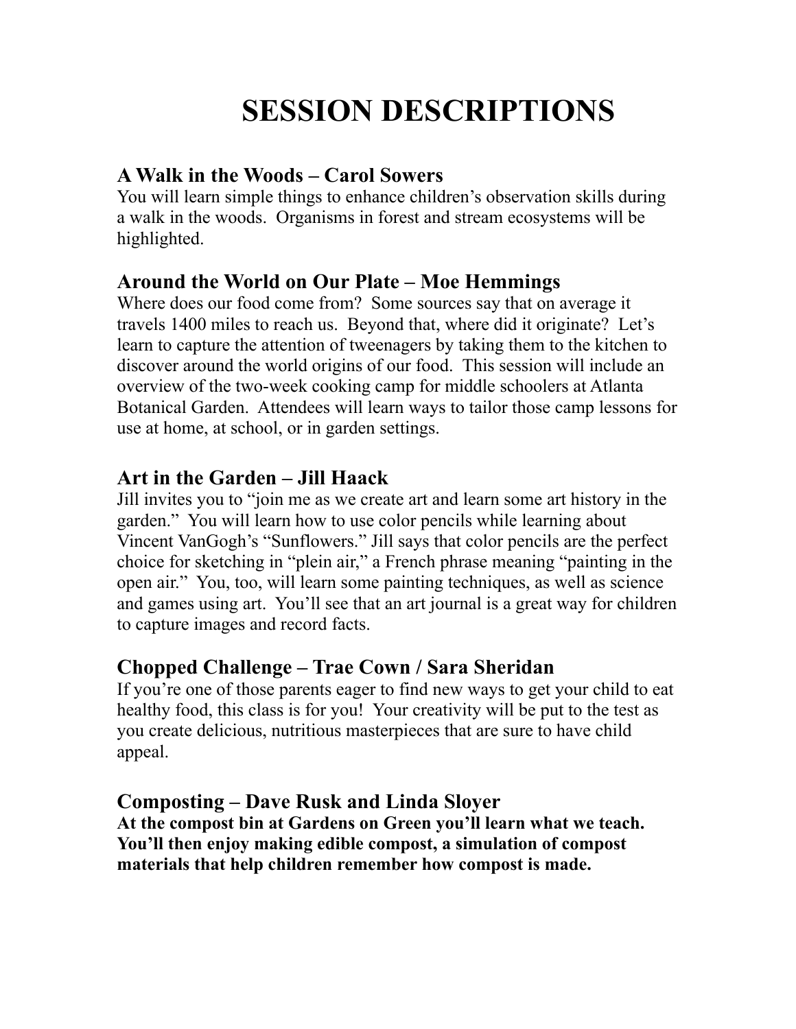# SESSION DESCRIPTIONS

### A Walk in the Woods – Carol Sowers

You will learn simple things to enhance children's observation skills during a walk in the woods. Organisms in forest and stream ecosystems will be highlighted.

### Around the World on Our Plate – Moe Hemmings

Where does our food come from? Some sources say that on average it travels 1400 miles to reach us. Beyond that, where did it originate? Let's learn to capture the attention of tweenagers by taking them to the kitchen to discover around the world origins of our food. This session will include an overview of the two-week cooking camp for middle schoolers at Atlanta Botanical Garden. Attendees will learn ways to tailor those camp lessons for use at home, at school, or in garden settings.

### Art in the Garden – Jill Haack

Jill invites you to "join me as we create art and learn some art history in the garden." You will learn how to use color pencils while learning about Vincent VanGogh's "Sunflowers." Jill says that color pencils are the perfect choice for sketching in "plein air," a French phrase meaning "painting in the open air." You, too, will learn some painting techniques, as well as science and games using art. You'll see that an art journal is a great way for children to capture images and record facts.

### Chopped Challenge – Trae Cown / Sara Sheridan

If you're one of those parents eager to find new ways to get your child to eat healthy food, this class is for you! Your creativity will be put to the test as you create delicious, nutritious masterpieces that are sure to have child appeal.

### Composting – Dave Rusk and Linda Sloyer

**At the compost bin at Gardens on Green you'll learn what we teach. You'll then enjoy making edible compost, a simulation of compost materials that help children remember how compost is made.**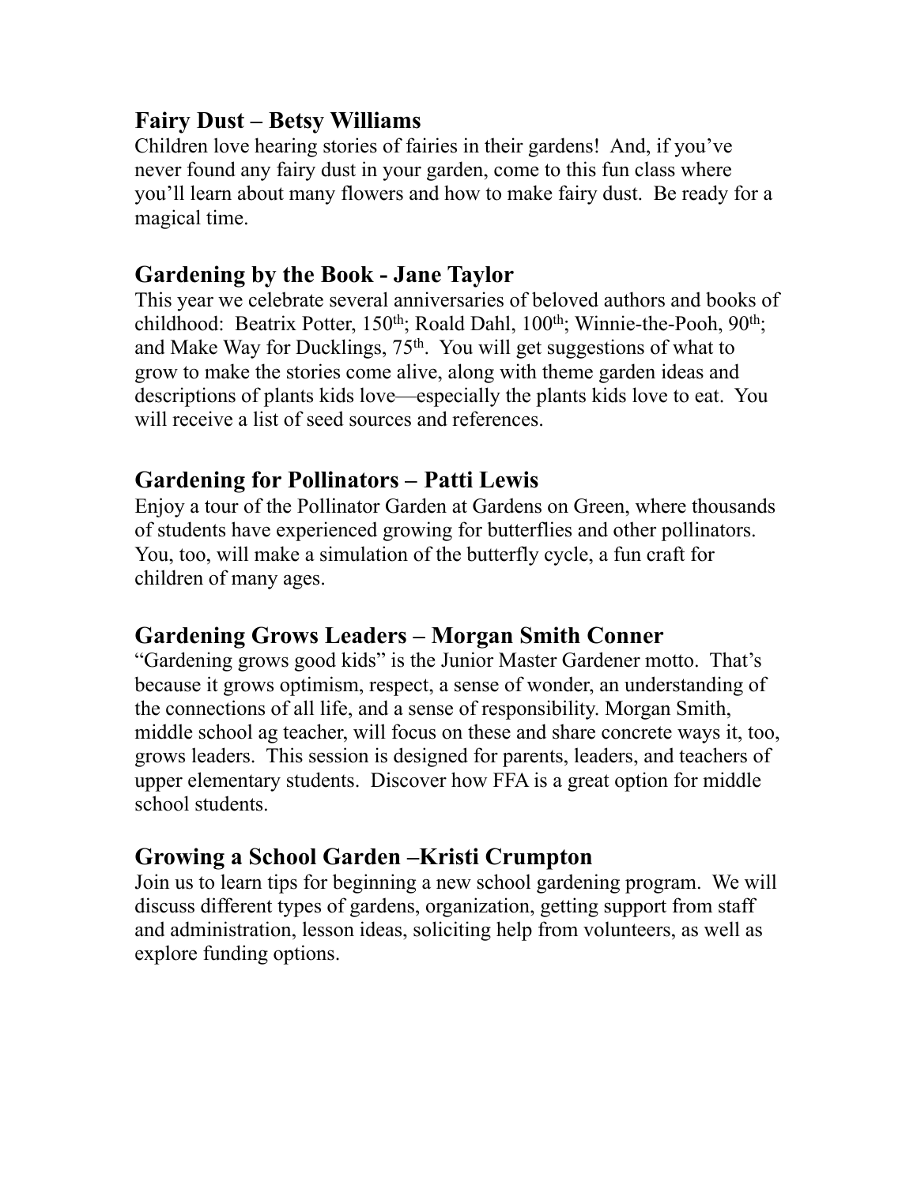## Fairy Dust – Betsy Williams

Children love hearing stories of fairies in their gardens! And, if you've never found any fairy dust in your garden, come to this fun class where you'll learn about many flowers and how to make fairy dust. Be ready for a magical time.

## Gardening by the Book - Jane Taylor

This year we celebrate several anniversaries of beloved authors and books of childhood: Beatrix Potter, 150th; Roald Dahl, 100th; Winnie-the-Pooh, 90th; and Make Way for Ducklings, 75th. You will get suggestions of what to grow to make the stories come alive, along with theme garden ideas and descriptions of plants kids love—especially the plants kids love to eat. You will receive a list of seed sources and references.

## Gardening for Pollinators – Patti Lewis

Enjoy a tour of the Pollinator Garden at Gardens on Green, where thousands of students have experienced growing for butterflies and other pollinators. You, too, will make a simulation of the butterfly cycle, a fun craft for children of many ages.

## Gardening Grows Leaders – Morgan Smith Conner

"Gardening grows good kids" is the Junior Master Gardener motto. That's because it grows optimism, respect, a sense of wonder, an understanding of the connections of all life, and a sense of responsibility. Morgan Smith, middle school ag teacher, will focus on these and share concrete ways it, too, grows leaders. This session is designed for parents, leaders, and teachers of upper elementary students. Discover how FFA is a great option for middle school students.

## Growing a School Garden –Kristi Crumpton

Join us to learn tips for beginning a new school gardening program. We will discuss different types of gardens, organization, getting support from staff and administration, lesson ideas, soliciting help from volunteers, as well as explore funding options.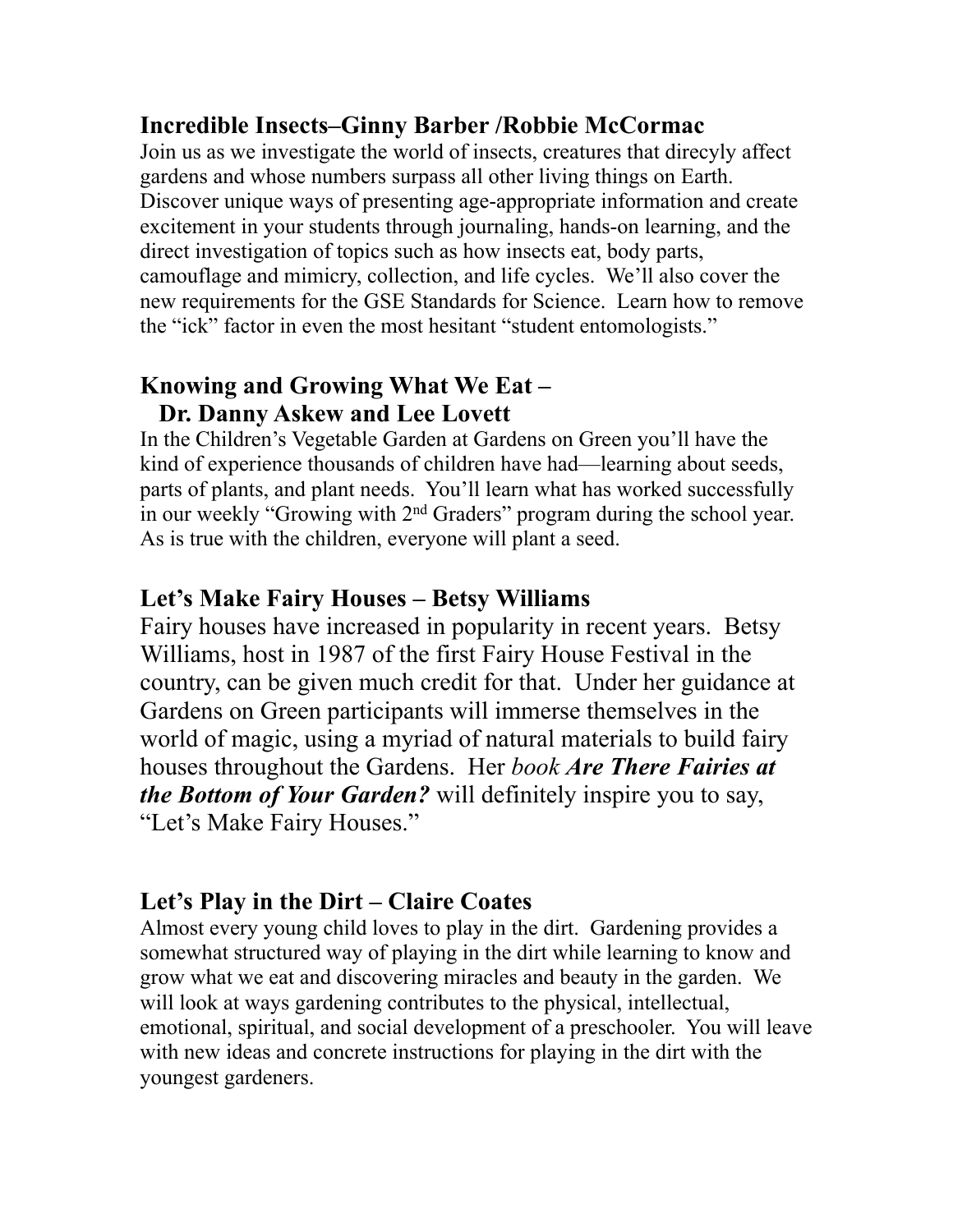### Incredible Insects–Ginny Barber /Robbie McCormac

Join us as we investigate the world of insects, creatures that direcyly affect gardens and whose numbers surpass all other living things on Earth. Discover unique ways of presenting age-appropriate information and create excitement in your students through journaling, hands-on learning, and the direct investigation of topics such as how insects eat, body parts, camouflage and mimicry, collection, and life cycles. We'll also cover the new requirements for the GSE Standards for Science. Learn how to remove the "ick" factor in even the most hesitant "student entomologists."

### Knowing and Growing What We Eat – Dr. Danny Askew and Lee Lovett

In the Children's Vegetable Garden at Gardens on Green you'll have the kind of experience thousands of children have had—learning about seeds, parts of plants, and plant needs. You'll learn what has worked successfully in our weekly "Growing with 2nd Graders" program during the school year. As is true with the children, everyone will plant a seed.

### Let's Make Fairy Houses – Betsy Williams

Fairy houses have increased in popularity in recent years. Betsy Williams, host in 1987 of the first Fairy House Festival in the country, can be given much credit for that. Under her guidance at Gardens on Green participants will immerse themselves in the world of magic, using a myriad of natural materials to build fairy houses throughout the Gardens. Her *book* ***Are There Fairies at the Bottom of Your Garden?*** will definitely inspire you to say, "Let's Make Fairy Houses."

### Let's Play in the Dirt – Claire Coates

Almost every young child loves to play in the dirt. Gardening provides a somewhat structured way of playing in the dirt while learning to know and grow what we eat and discovering miracles and beauty in the garden. We will look at ways gardening contributes to the physical, intellectual, emotional, spiritual, and social development of a preschooler. You will leave with new ideas and concrete instructions for playing in the dirt with the youngest gardeners.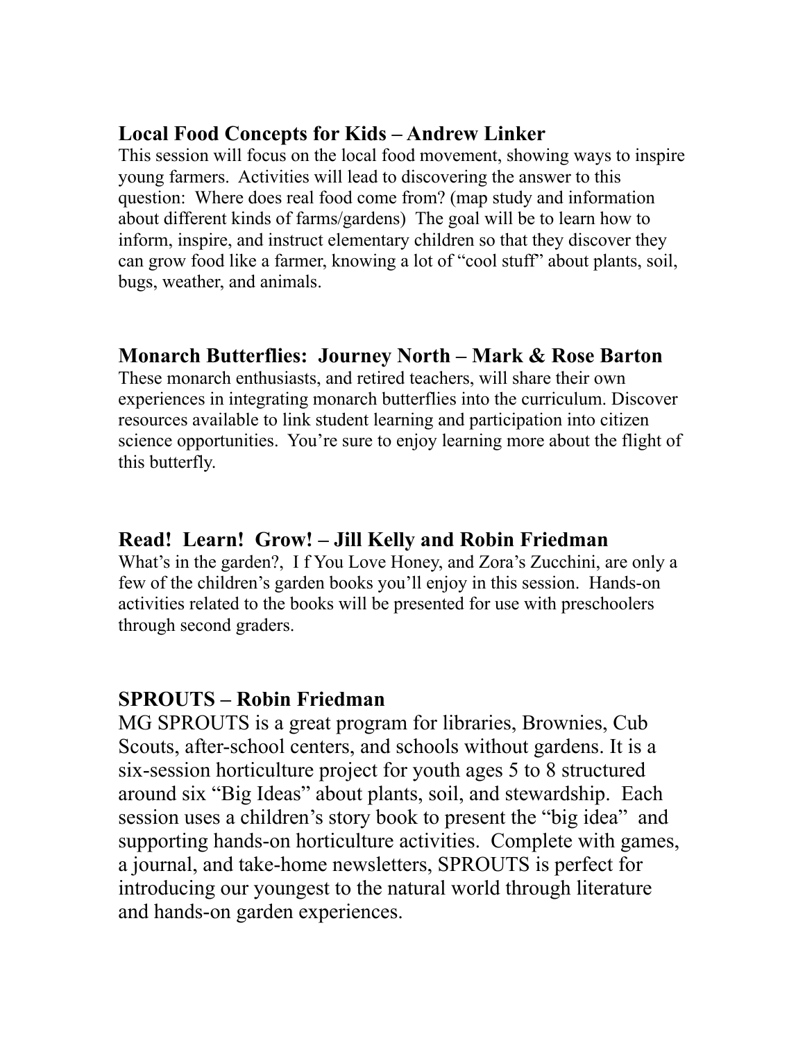### Local Food Concepts for Kids – Andrew Linker

This session will focus on the local food movement, showing ways to inspire young farmers. Activities will lead to discovering the answer to this question: Where does real food come from? (map study and information about different kinds of farms/gardens) The goal will be to learn how to inform, inspire, and instruct elementary children so that they discover they can grow food like a farmer, knowing a lot of "cool stuff" about plants, soil, bugs, weather, and animals.

### Monarch Butterflies: Journey North – Mark & Rose Barton

These monarch enthusiasts, and retired teachers, will share their own experiences in integrating monarch butterflies into the curriculum. Discover resources available to link student learning and participation into citizen science opportunities. You're sure to enjoy learning more about the flight of this butterfly.

### Read! Learn! Grow! – Jill Kelly and Robin Friedman

What's in the garden?, I f You Love Honey, and Zora's Zucchini, are only a few of the children's garden books you'll enjoy in this session. Hands-on activities related to the books will be presented for use with preschoolers through second graders.

### SPROUTS – Robin Friedman

MG SPROUTS is a great program for libraries, Brownies, Cub Scouts, after-school centers, and schools without gardens. It is a six-session horticulture project for youth ages 5 to 8 structured around six "Big Ideas" about plants, soil, and stewardship. Each session uses a children's story book to present the "big idea" and supporting hands-on horticulture activities. Complete with games, a journal, and take-home newsletters, SPROUTS is perfect for introducing our youngest to the natural world through literature and hands-on garden experiences.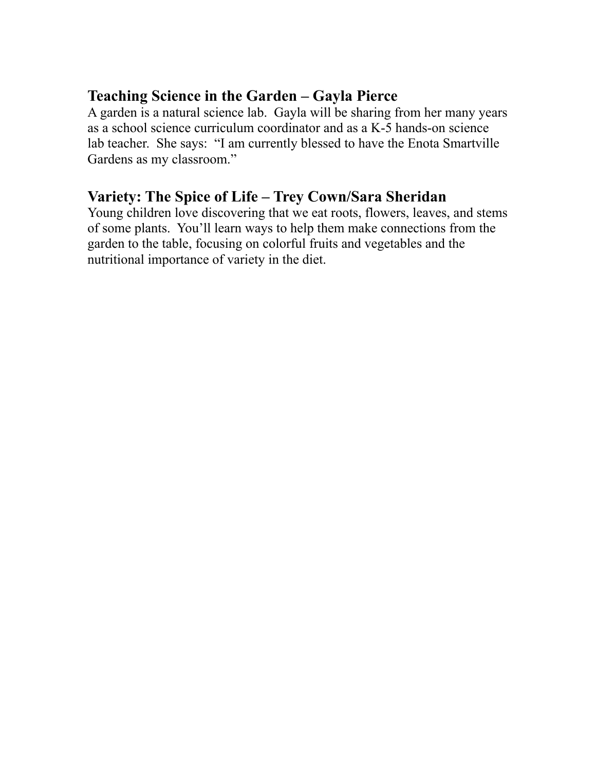## Teaching Science in the Garden – Gayla Pierce

A garden is a natural science lab. Gayla will be sharing from her many years as a school science curriculum coordinator and as a K-5 hands-on science lab teacher. She says: "I am currently blessed to have the Enota Smartville Gardens as my classroom."

## Variety: The Spice of Life – Trey Cown/Sara Sheridan

Young children love discovering that we eat roots, flowers, leaves, and stems of some plants. You'll learn ways to help them make connections from the garden to the table, focusing on colorful fruits and vegetables and the nutritional importance of variety in the diet.